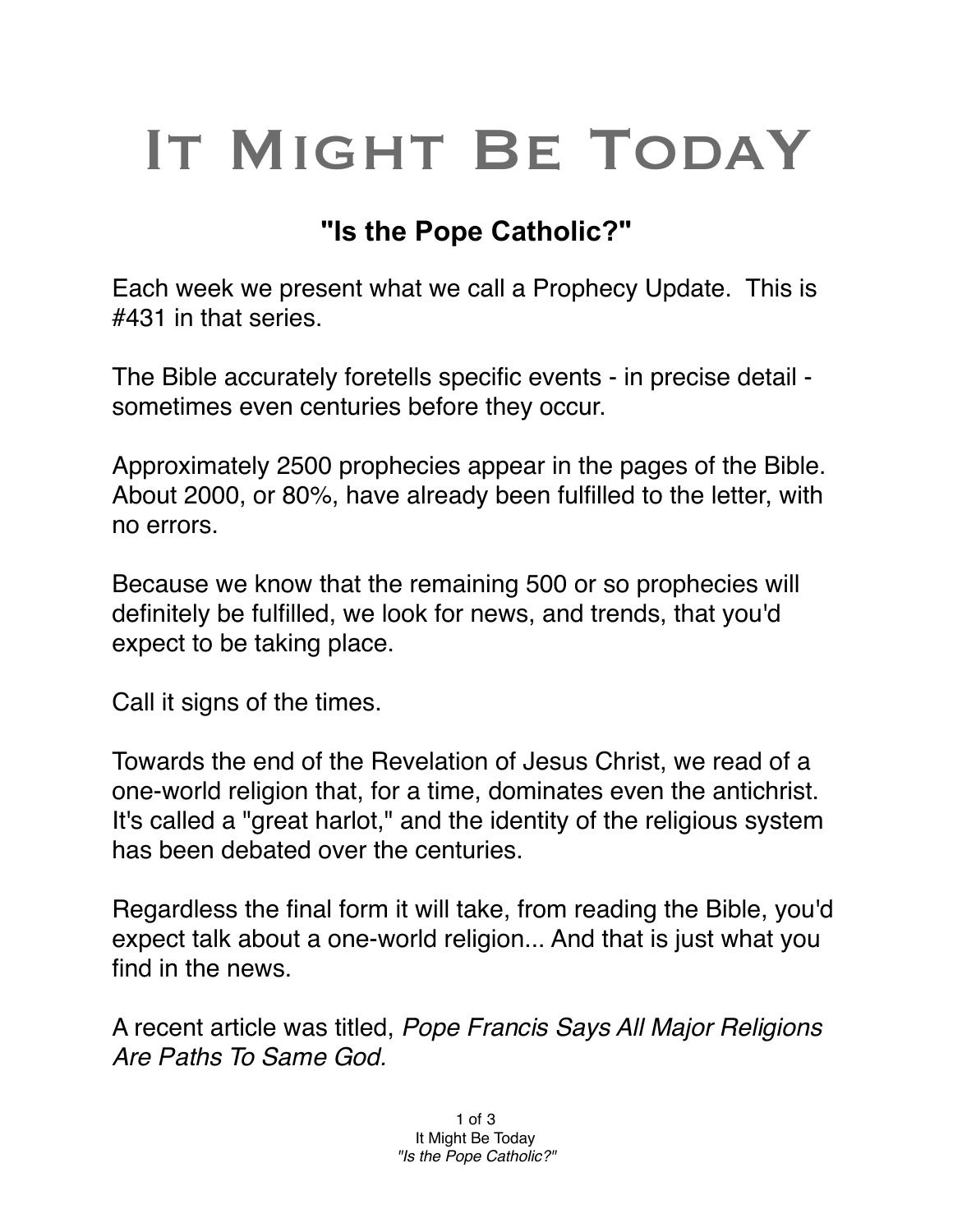# It Might Be TodaY

## "Is the Pope Catholic?"

Each week we present what we call a Prophecy Update. This is #431 in that series.

The Bible accurately foretells specific events - in precise detail - sometimes even centuries before they occur.

Approximately 2500 prophecies appear in the pages of the Bible. About 2000, or 80%, have already been fulfilled to the letter, with no errors.

Because we know that the remaining 500 or so prophecies will definitely be fulfilled, we look for news, and trends, that you'd expect to be taking place.

Call it signs of the times.

Towards the end of the Revelation of Jesus Christ, we read of a one-world religion that, for a time, dominates even the antichrist. It's called a "great harlot," and the identity of the religious system has been debated over the centuries.

Regardless the final form it will take, from reading the Bible, you'd expect talk about a one-world religion... And that is just what you find in the news.

A recent article was titled, *Pope Francis Says All Major Religions Are Paths To Same God.*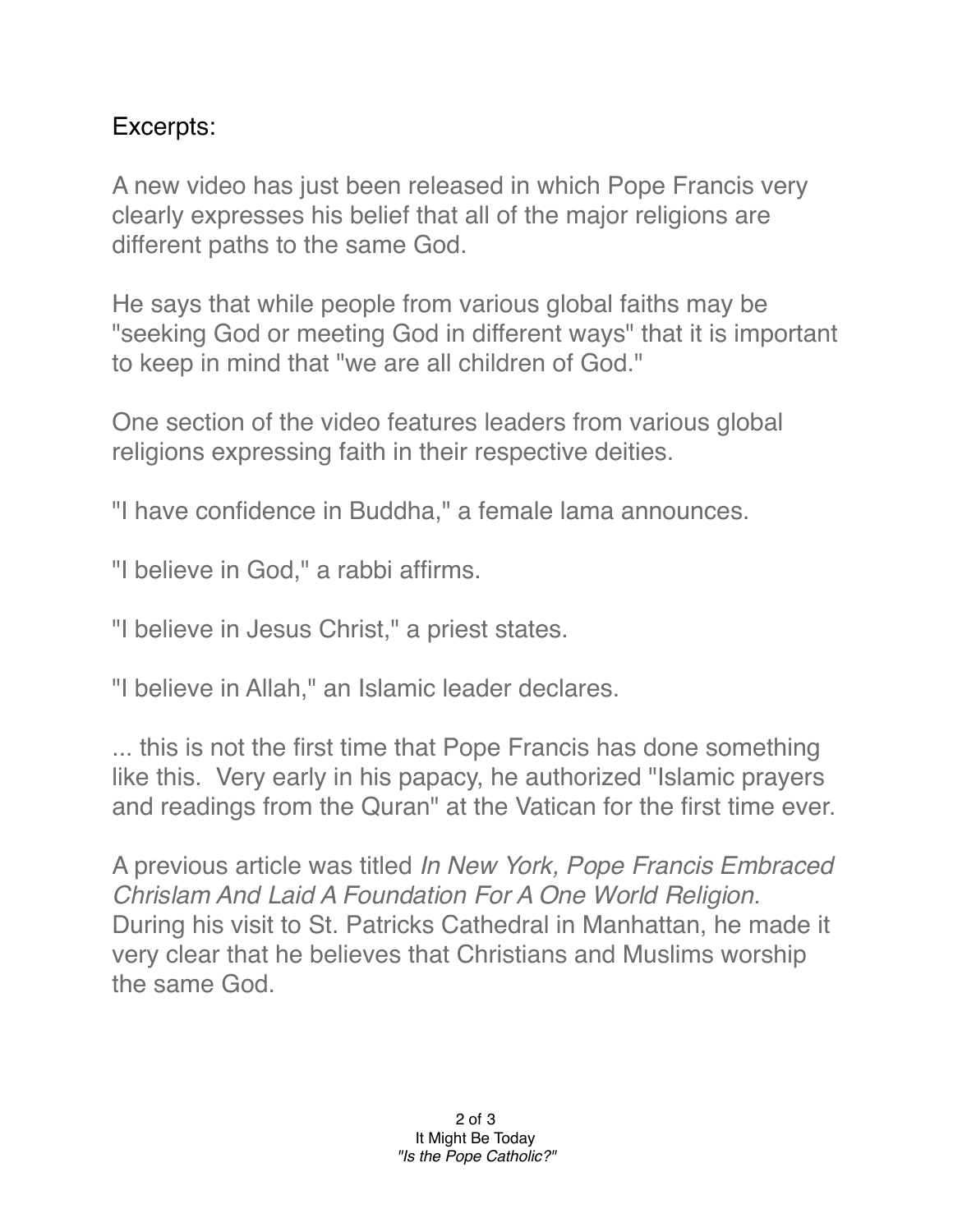Excerpts:

A new video has just been released in which Pope Francis very clearly expresses his belief that all of the major religions are different paths to the same God.

He says that while people from various global faiths may be "seeking God or meeting God in different ways" that it is important to keep in mind that "we are all children of God."

One section of the video features leaders from various global religions expressing faith in their respective deities.

"I have confidence in Buddha," a female lama announces.

"I believe in God," a rabbi affirms.

"I believe in Jesus Christ," a priest states.

"I believe in Allah," an Islamic leader declares.

... this is not the first time that Pope Francis has done something like this. Very early in his papacy, he authorized "Islamic prayers and readings from the Quran" at the Vatican for the first time ever.

A previous article was titled *In New York, Pope Francis Embraced Chrislam And Laid A Foundation For A One World Religion.* During his visit to St. Patricks Cathedral in Manhattan, he made it very clear that he believes that Christians and Muslims worship the same God.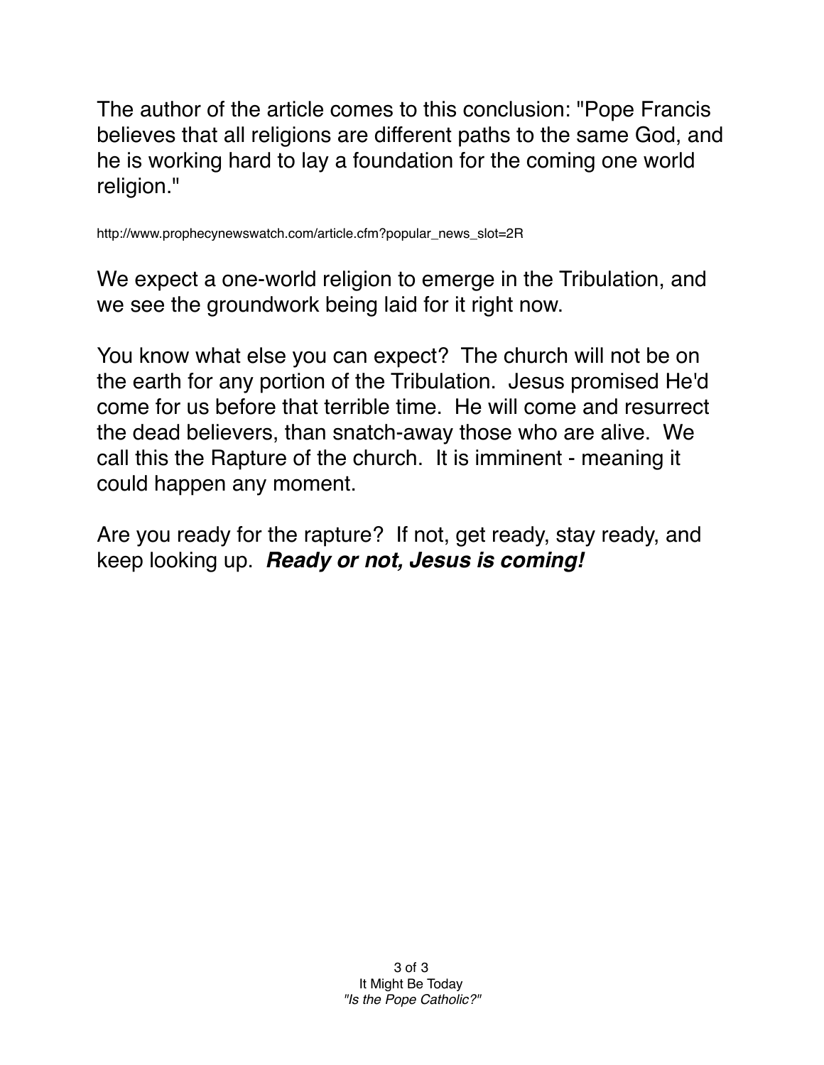The author of the article comes to this conclusion: "Pope Francis believes that all religions are different paths to the same God, and he is working hard to lay a foundation for the coming one world religion."

http://www.prophecynewswatch.com/article.cfm?popular_news_slot=2R

We expect a one-world religion to emerge in the Tribulation, and we see the groundwork being laid for it right now.

You know what else you can expect? The church will not be on the earth for any portion of the Tribulation. Jesus promised He'd come for us before that terrible time. He will come and resurrect the dead believers, than snatch-away those who are alive. We call this the Rapture of the church. It is imminent - meaning it could happen any moment.

Are you ready for the rapture? If not, get ready, stay ready, and keep looking up. ***Ready or not, Jesus is coming!***